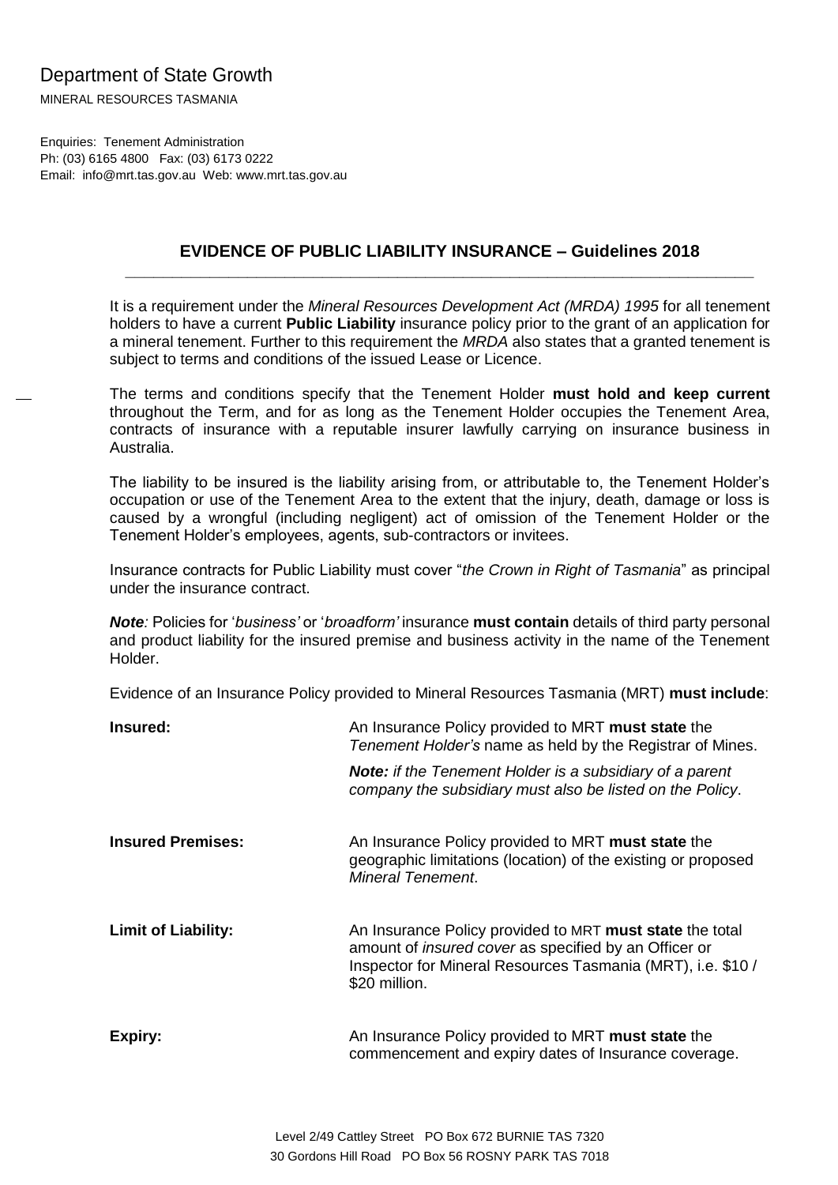Department of State Growth

MINERAL RESOURCES TASMANIA

Enquiries: Tenement Administration
Ph: (03) 6165 4800 Fax: (03) 6173 0222
Email: info@mrt.tas.gov.au Web: www.mrt.tas.gov.au

## EVIDENCE OF PUBLIC LIABILITY INSURANCE – Guidelines 2018

It is a requirement under the *Mineral Resources Development Act (MRDA) 1995* for all tenement holders to have a current **Public Liability** insurance policy prior to the grant of an application for a mineral tenement. Further to this requirement the *MRDA* also states that a granted tenement is subject to terms and conditions of the issued Lease or Licence.

The terms and conditions specify that the Tenement Holder **must hold and keep current** throughout the Term, and for as long as the Tenement Holder occupies the Tenement Area, contracts of insurance with a reputable insurer lawfully carrying on insurance business in Australia.

The liability to be insured is the liability arising from, or attributable to, the Tenement Holder's occupation or use of the Tenement Area to the extent that the injury, death, damage or loss is caused by a wrongful (including negligent) act of omission of the Tenement Holder or the Tenement Holder's employees, agents, sub-contractors or invitees.

Insurance contracts for Public Liability must cover "*the Crown in Right of Tasmania*" as principal under the insurance contract.

***Note:*** Policies for '*business'* or '*broadform'* insurance **must contain** details of third party personal and product liability for the insured premise and business activity in the name of the Tenement Holder.

Evidence of an Insurance Policy provided to Mineral Resources Tasmania (MRT) **must include**:

**Insured:** An Insurance Policy provided to MRT **must state** the *Tenement Holder's* name as held by the Registrar of Mines.

***Note:** if the Tenement Holder is a subsidiary of a parent company the subsidiary must also be listed on the Policy*.

**Insured Premises:** An Insurance Policy provided to MRT **must state** the geographic limitations (location) of the existing or proposed *Mineral Tenement*.

**Limit of Liability:** An Insurance Policy provided to MRT **must state** the total amount of *insured cover* as specified by an Officer or Inspector for Mineral Resources Tasmania (MRT), i.e. $10 / $20 million.

**Expiry:** An Insurance Policy provided to MRT **must state** the commencement and expiry dates of Insurance coverage.

Level 2/49 Cattley Street PO Box 672 BURNIE TAS 7320
30 Gordons Hill Road PO Box 56 ROSNY PARK TAS 7018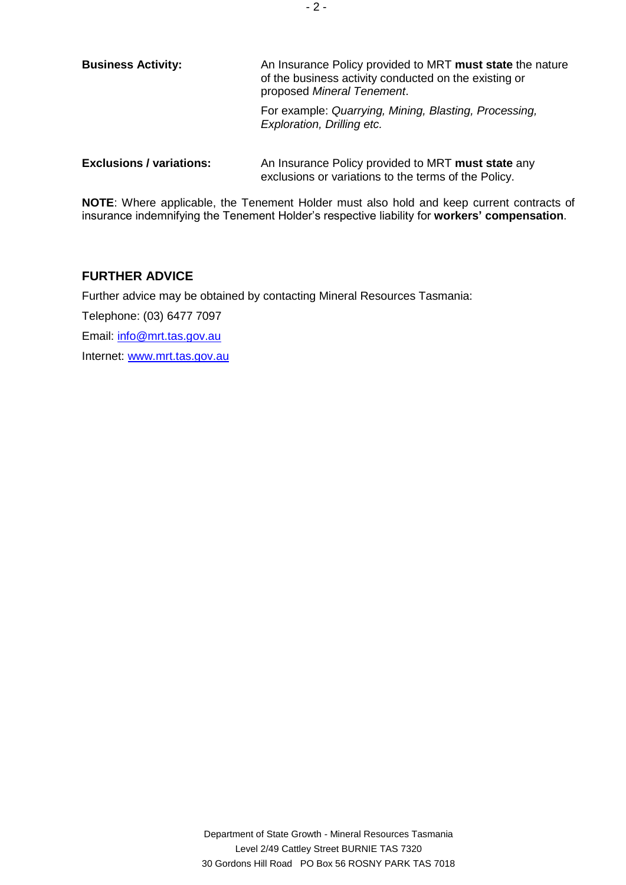| | |
|---|---|
| **Business Activity:** | An Insurance Policy provided to MRT **must state** the nature of the business activity conducted on the existing or proposed *Mineral Tenement*.<br><br>For example: *Quarrying, Mining, Blasting, Processing, Exploration, Drilling etc.* |
| **Exclusions / variations:** | An Insurance Policy provided to MRT **must state** any exclusions or variations to the terms of the Policy. |

**NOTE**: Where applicable, the Tenement Holder must also hold and keep current contracts of insurance indemnifying the Tenement Holder's respective liability for **workers' compensation**.

## FURTHER ADVICE

Further advice may be obtained by contacting Mineral Resources Tasmania:

Telephone: (03) 6477 7097

Email: info@mrt.tas.gov.au

Internet: www.mrt.tas.gov.au

Department of State Growth - Mineral Resources Tasmania
Level 2/49 Cattley Street BURNIE TAS 7320
30 Gordons Hill Road PO Box 56 ROSNY PARK TAS 7018